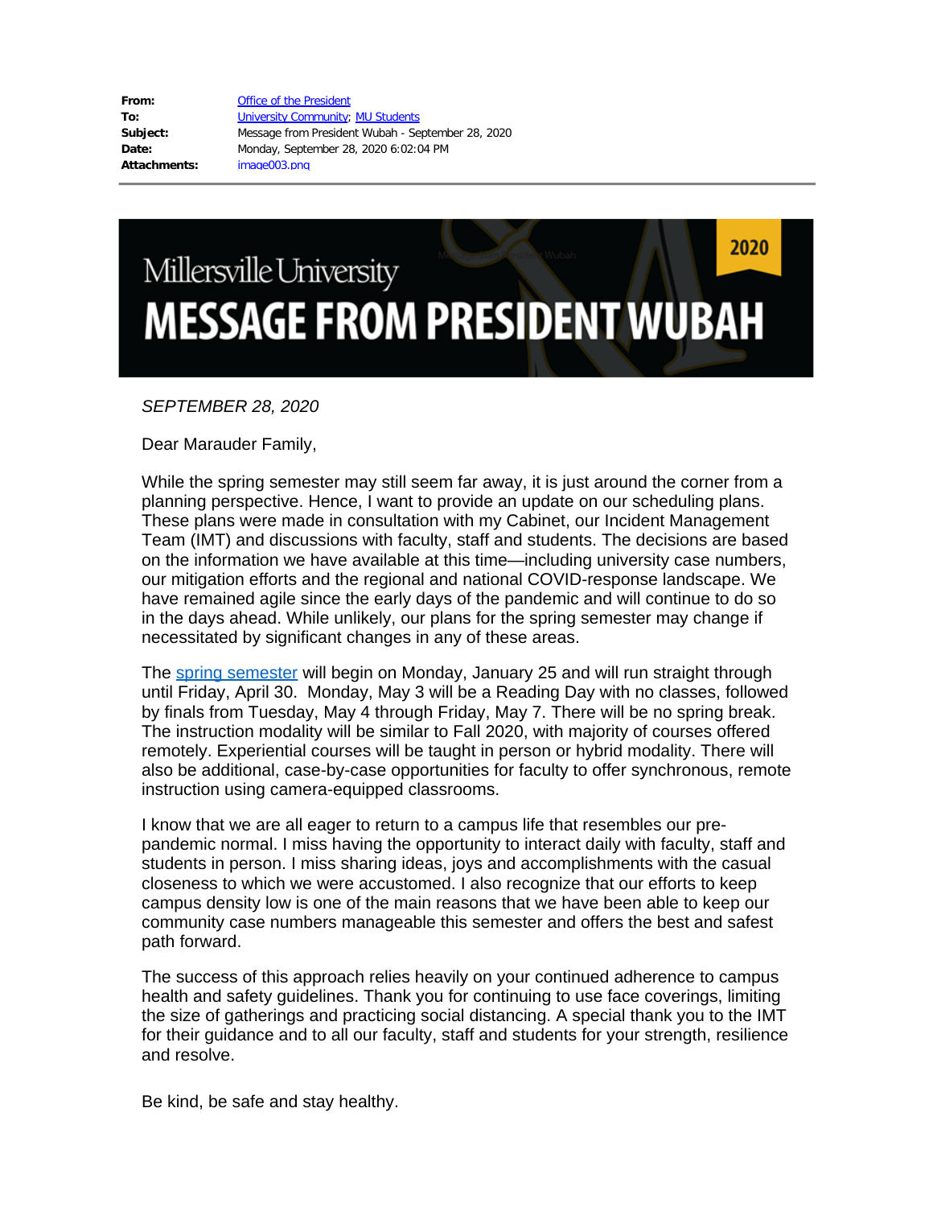| | |
|---|---|
| **From:** | Office of the President |
| **To:** | University Community; MU Students |
| **Subject:** | Message from President Wubah - September 28, 2020 |
| **Date:** | Monday, September 28, 2020 6:02:04 PM |
| **Attachments:** | image003.png |

Millersville University

# MESSAGE FROM PRESIDENT WUBAH

2020

*SEPTEMBER 28, 2020*

Dear Marauder Family,

While the spring semester may still seem far away, it is just around the corner from a planning perspective. Hence, I want to provide an update on our scheduling plans. These plans were made in consultation with my Cabinet, our Incident Management Team (IMT) and discussions with faculty, staff and students. The decisions are based on the information we have available at this time—including university case numbers, our mitigation efforts and the regional and national COVID-response landscape. We have remained agile since the early days of the pandemic and will continue to do so in the days ahead. While unlikely, our plans for the spring semester may change if necessitated by significant changes in any of these areas.

The spring semester will begin on Monday, January 25 and will run straight through until Friday, April 30. Monday, May 3 will be a Reading Day with no classes, followed by finals from Tuesday, May 4 through Friday, May 7. There will be no spring break. The instruction modality will be similar to Fall 2020, with majority of courses offered remotely. Experiential courses will be taught in person or hybrid modality. There will also be additional, case-by-case opportunities for faculty to offer synchronous, remote instruction using camera-equipped classrooms.

I know that we are all eager to return to a campus life that resembles our pre-pandemic normal. I miss having the opportunity to interact daily with faculty, staff and students in person. I miss sharing ideas, joys and accomplishments with the casual closeness to which we were accustomed. I also recognize that our efforts to keep campus density low is one of the main reasons that we have been able to keep our community case numbers manageable this semester and offers the best and safest path forward.

The success of this approach relies heavily on your continued adherence to campus health and safety guidelines. Thank you for continuing to use face coverings, limiting the size of gatherings and practicing social distancing. A special thank you to the IMT for their guidance and to all our faculty, staff and students for your strength, resilience and resolve.

Be kind, be safe and stay healthy.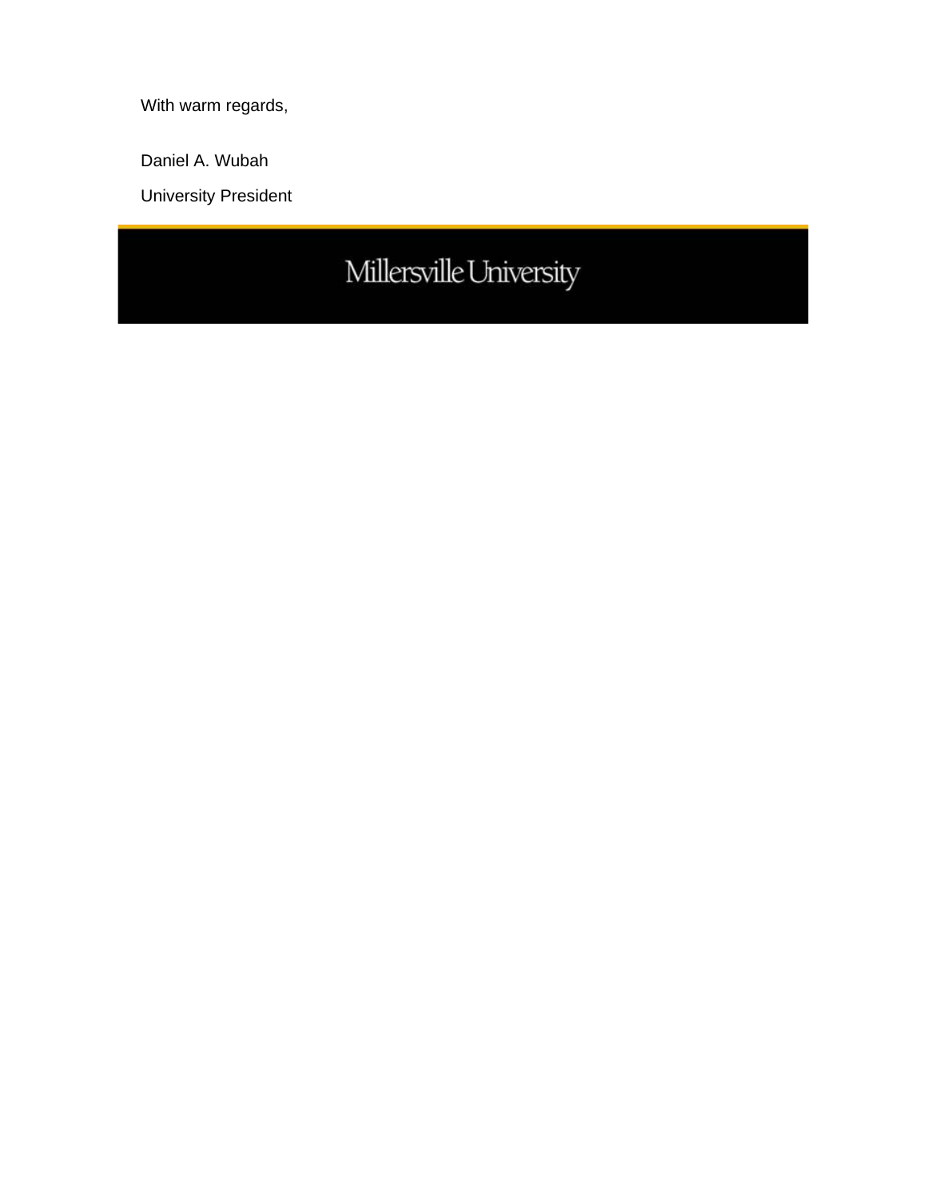With warm regards,

Daniel A. Wubah

University President

Millersville University